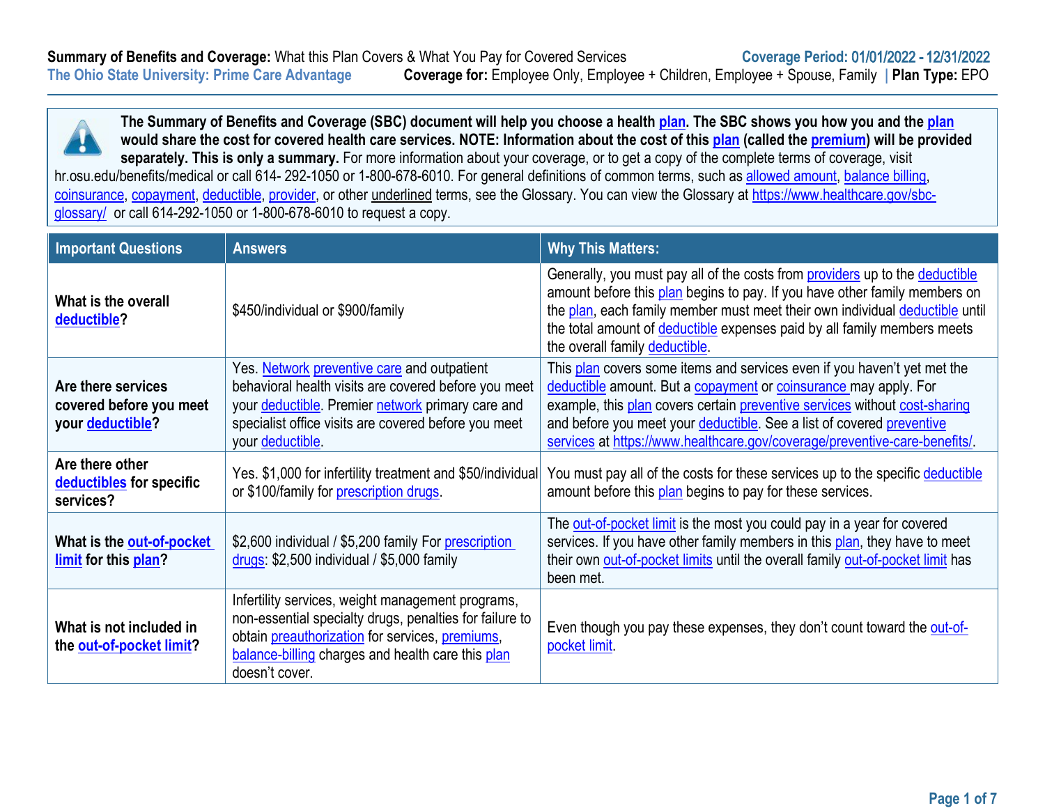**Summary of Benefits and Coverage:** What this Plan Covers & What You Pay for Covered Services

**Coverage Period: 01/01/2022 - 12/31/2022**

**The Ohio State University: Prime Care Advantage**

**Coverage for:** Employee Only, Employee + Children, Employee + Spouse, Family | **Plan Type:** EPO

**The Summary of Benefits and Coverage (SBC) document will help you choose a health plan. The SBC shows you how you and the plan would share the cost for covered health care services. NOTE: Information about the cost of this plan (called the premium) will be provided separately. This is only a summary.** For more information about your coverage, or to get a copy of the complete terms of coverage, visit hr.osu.edu/benefits/medical or call 614- 292-1050 or 1-800-678-6010. For general definitions of common terms, such as allowed amount, balance billing, coinsurance, copayment, deductible, provider, or other underlined terms, see the Glossary. You can view the Glossary at https://www.healthcare.gov/sbc-glossary/ or call 614-292-1050 or 1-800-678-6010 to request a copy.

| Important Questions | Answers | Why This Matters: |
|---|---|---|
| **What is the overall deductible?** | $450/individual or $900/family | Generally, you must pay all of the costs from providers up to the deductible amount before this plan begins to pay. If you have other family members on the plan, each family member must meet their own individual deductible until the total amount of deductible expenses paid by all family members meets the overall family deductible. |
| **Are there services covered before you meet your deductible?** | Yes. Network preventive care and outpatient behavioral health visits are covered before you meet your deductible. Premier network primary care and specialist office visits are covered before you meet your deductible. | This plan covers some items and services even if you haven't yet met the deductible amount. But a copayment or coinsurance may apply. For example, this plan covers certain preventive services without cost-sharing and before you meet your deductible. See a list of covered preventive services at https://www.healthcare.gov/coverage/preventive-care-benefits/. |
| **Are there other deductibles for specific services?** | Yes. $1,000 for infertility treatment and $50/individual or $100/family for prescription drugs. | You must pay all of the costs for these services up to the specific deductible amount before this plan begins to pay for these services. |
| **What is the out-of-pocket limit for this plan?** | $2,600 individual / $5,200 family For prescription drugs: $2,500 individual / $5,000 family | The out-of-pocket limit is the most you could pay in a year for covered services. If you have other family members in this plan, they have to meet their own out-of-pocket limits until the overall family out-of-pocket limit has been met. |
| **What is not included in the out-of-pocket limit?** | Infertility services, weight management programs, non-essential specialty drugs, penalties for failure to obtain preauthorization for services, premiums, balance-billing charges and health care this plan doesn't cover. | Even though you pay these expenses, they don't count toward the out-of-pocket limit. |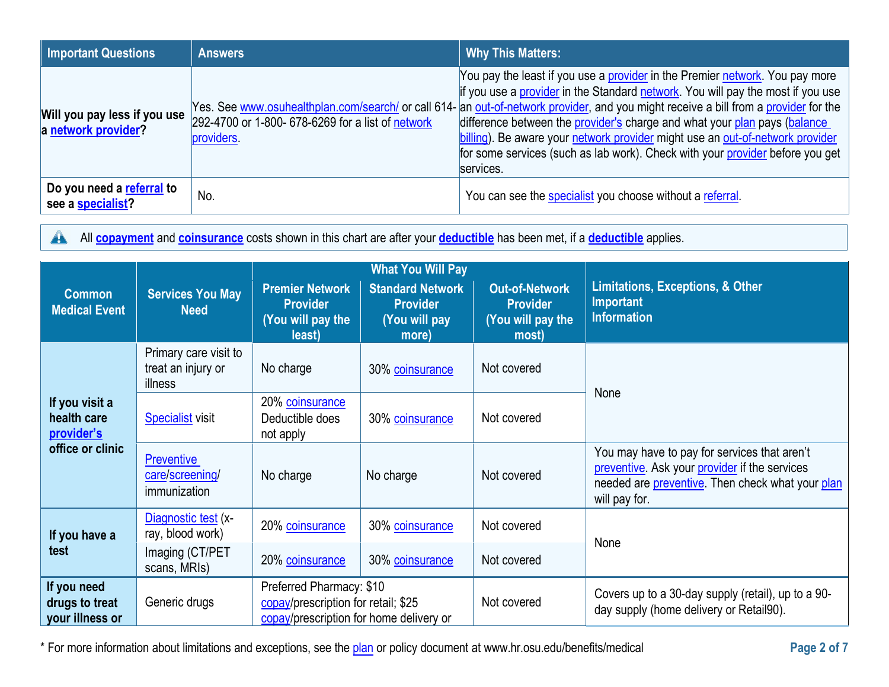| Important Questions | Answers | Why This Matters: |
|---|---|---|
| Will you pay less if you use a network provider? | Yes. See www.osuhealthplan.com/search/ or call 614-292-4700 or 1-800- 678-6269 for a list of network providers. | You pay the least if you use a provider in the Premier network. You pay more if you use a provider in the Standard network. You will pay the most if you use an out-of-network provider, and you might receive a bill from a provider for the difference between the provider's charge and what your plan pays (balance billing). Be aware your network provider might use an out-of-network provider for some services (such as lab work). Check with your provider before you get services. |
| Do you need a referral to see a specialist? | No. | You can see the specialist you choose without a referral. |

All **copayment** and **coinsurance** costs shown in this chart are after your **deductible** has been met, if a **deductible** applies.

| Common Medical Event | Services You May Need | What You Will Pay | | | Limitations, Exceptions, & Other Important Information |
|---|---|---|---|---|---|
| | | Premier Network Provider (You will pay the least) | Standard Network Provider (You will pay more) | Out-of-Network Provider (You will pay the most) | |
| If you visit a health care provider's office or clinic | Primary care visit to treat an injury or illness | No charge | 30% coinsurance | Not covered | None |
| | Specialist visit | 20% coinsurance Deductible does not apply | 30% coinsurance | Not covered | |
| | Preventive care/screening/ immunization | No charge | No charge | Not covered | You may have to pay for services that aren't preventive. Ask your provider if the services needed are preventive. Then check what your plan will pay for. |
| If you have a test | Diagnostic test (x-ray, blood work) | 20% coinsurance | 30% coinsurance | Not covered | None |
| | Imaging (CT/PET scans, MRIs) | 20% coinsurance | 30% coinsurance | Not covered | |
| If you need drugs to treat your illness or | Generic drugs | Preferred Pharmacy: $10 copay/prescription for retail; $25 copay/prescription for home delivery or | | Not covered | Covers up to a 30-day supply (retail), up to a 90-day supply (home delivery or Retail90). |

* For more information about limitations and exceptions, see the plan or policy document at www.hr.osu.edu/benefits/medical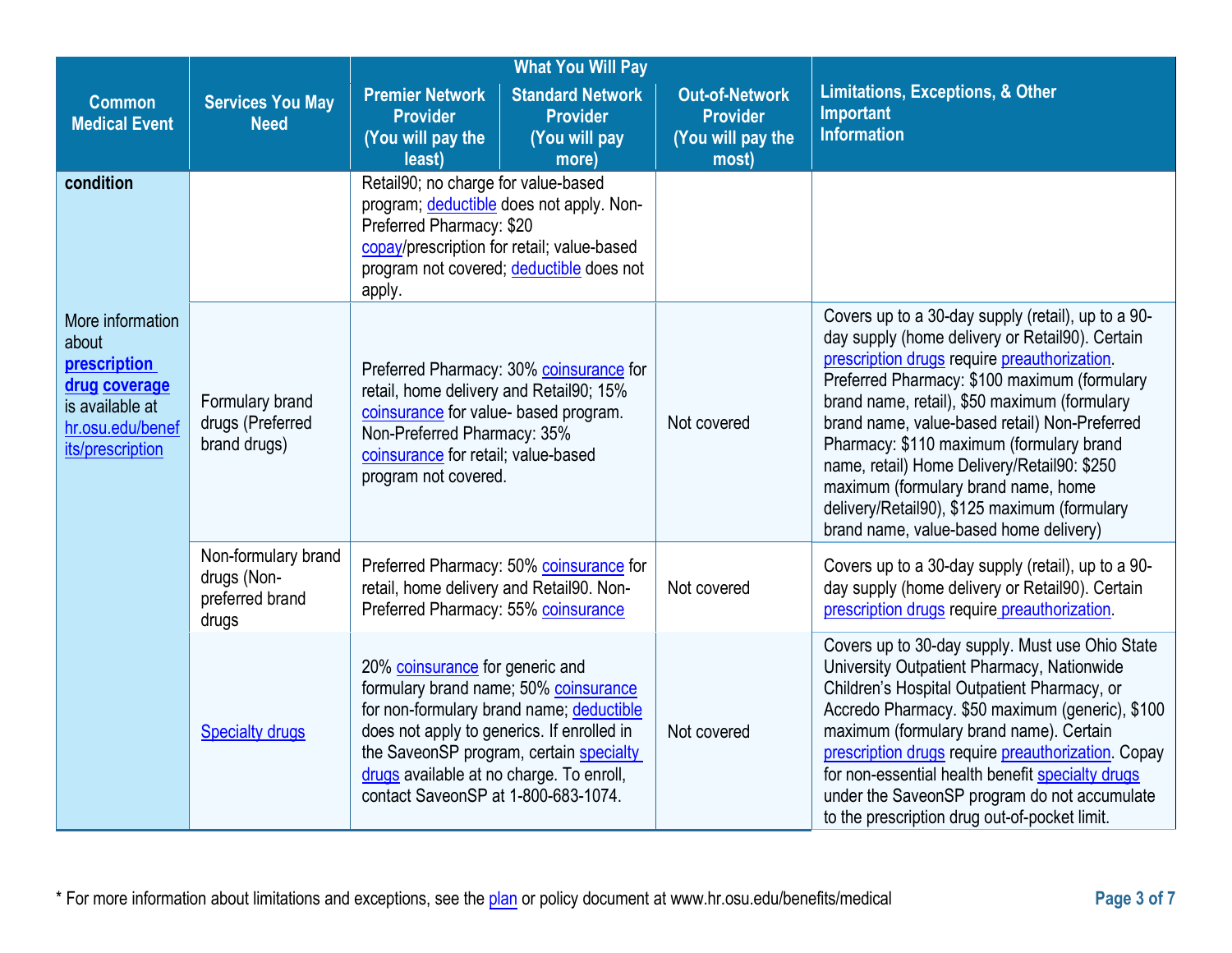| Common Medical Event | Services You May Need | What You Will Pay | | | Limitations, Exceptions, & Other Important Information |
|---|---|---|---|---|---|
| | | Premier Network Provider (You will pay the least) | Standard Network Provider (You will pay more) | Out-of-Network Provider (You will pay the most) | |
| **condition** | | Retail90; no charge for value-based program; deductible does not apply. Non-Preferred Pharmacy: $20 copay/prescription for retail; value-based program not covered; deductible does not apply. | | | |
| More information about **prescription drug coverage** is available at hr.osu.edu/benefits/prescription | Formulary brand drugs (Preferred brand drugs) | Preferred Pharmacy: 30% coinsurance for retail, home delivery and Retail90; 15% coinsurance for value- based program. Non-Preferred Pharmacy: 35% coinsurance for retail; value-based program not covered. | | Not covered | Covers up to a 30-day supply (retail), up to a 90-day supply (home delivery or Retail90). Certain prescription drugs require preauthorization. Preferred Pharmacy: $100 maximum (formulary brand name, retail), $50 maximum (formulary brand name, value-based retail) Non-Preferred Pharmacy: $110 maximum (formulary brand name, retail) Home Delivery/Retail90: $250 maximum (formulary brand name, home delivery/Retail90), $125 maximum (formulary brand name, value-based home delivery) |
| | Non-formulary brand drugs (Non-preferred brand drugs | Preferred Pharmacy: 50% coinsurance for retail, home delivery and Retail90. Non-Preferred Pharmacy: 55% coinsurance | | Not covered | Covers up to a 30-day supply (retail), up to a 90-day supply (home delivery or Retail90). Certain prescription drugs require preauthorization. |
| | Specialty drugs | 20% coinsurance for generic and formulary brand name; 50% coinsurance for non-formulary brand name; deductible does not apply to generics. If enrolled in the SaveonSP program, certain specialty drugs available at no charge. To enroll, contact SaveonSP at 1-800-683-1074. | | Not covered | Covers up to 30-day supply. Must use Ohio State University Outpatient Pharmacy, Nationwide Children's Hospital Outpatient Pharmacy, or Accredo Pharmacy. $50 maximum (generic), $100 maximum (formulary brand name). Certain prescription drugs require preauthorization. Copay for non-essential health benefit specialty drugs under the SaveonSP program do not accumulate to the prescription drug out-of-pocket limit. |

* For more information about limitations and exceptions, see the plan or policy document at www.hr.osu.edu/benefits/medical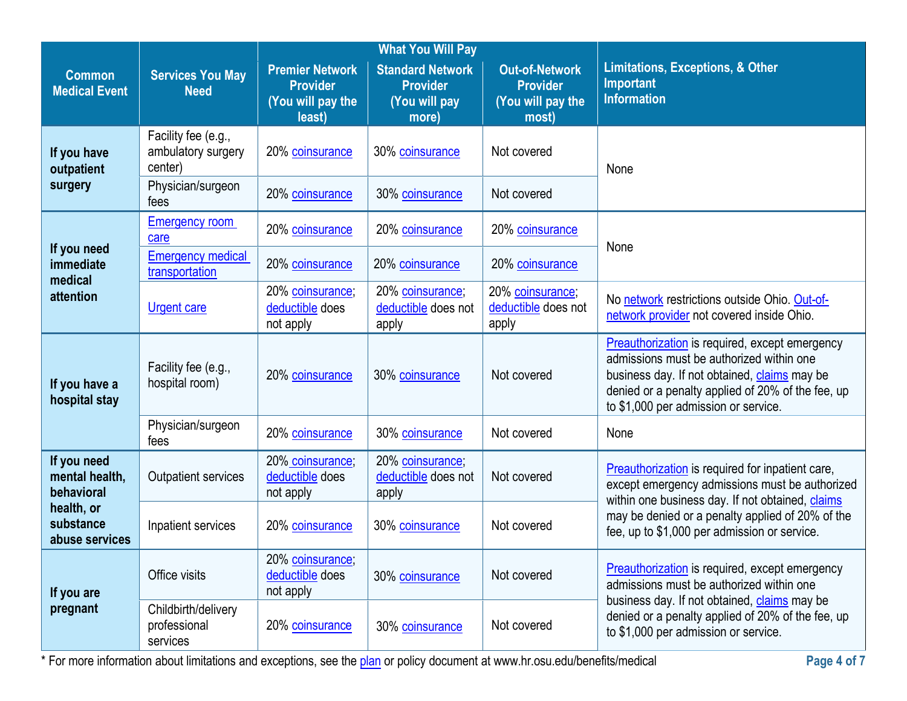| Common Medical Event | Services You May Need | What You Will Pay | | | Limitations, Exceptions, & Other Important Information |
|---|---|---|---|---|---|
| | | Premier Network Provider (You will pay the least) | Standard Network Provider (You will pay more) | Out-of-Network Provider (You will pay the most) | |
| If you have outpatient surgery | Facility fee (e.g., ambulatory surgery center) | 20% coinsurance | 30% coinsurance | Not covered | None |
| | Physician/surgeon fees | 20% coinsurance | 30% coinsurance | Not covered | |
| If you need immediate medical attention | Emergency room care | 20% coinsurance | 20% coinsurance | 20% coinsurance | None |
| | Emergency medical transportation | 20% coinsurance | 20% coinsurance | 20% coinsurance | |
| | Urgent care | 20% coinsurance; deductible does not apply | 20% coinsurance; deductible does not apply | 20% coinsurance; deductible does not apply | No network restrictions outside Ohio. Out-of-network provider not covered inside Ohio. |
| If you have a hospital stay | Facility fee (e.g., hospital room) | 20% coinsurance | 30% coinsurance | Not covered | Preauthorization is required, except emergency admissions must be authorized within one business day. If not obtained, claims may be denied or a penalty applied of 20% of the fee, up to $1,000 per admission or service. |
| | Physician/surgeon fees | 20% coinsurance | 30% coinsurance | Not covered | None |
| If you need mental health, behavioral health, or substance abuse services | Outpatient services | 20% coinsurance; deductible does not apply | 20% coinsurance; deductible does not apply | Not covered | Preauthorization is required for inpatient care, except emergency admissions must be authorized within one business day. If not obtained, claims may be denied or a penalty applied of 20% of the fee, up to $1,000 per admission or service. |
| | Inpatient services | 20% coinsurance | 30% coinsurance | Not covered | |
| If you are pregnant | Office visits | 20% coinsurance; deductible does not apply | 30% coinsurance | Not covered | Preauthorization is required, except emergency admissions must be authorized within one business day. If not obtained, claims may be denied or a penalty applied of 20% of the fee, up to $1,000 per admission or service. |
| | Childbirth/delivery professional services | 20% coinsurance | 30% coinsurance | Not covered | |

* For more information about limitations and exceptions, see the plan or policy document at www.hr.osu.edu/benefits/medical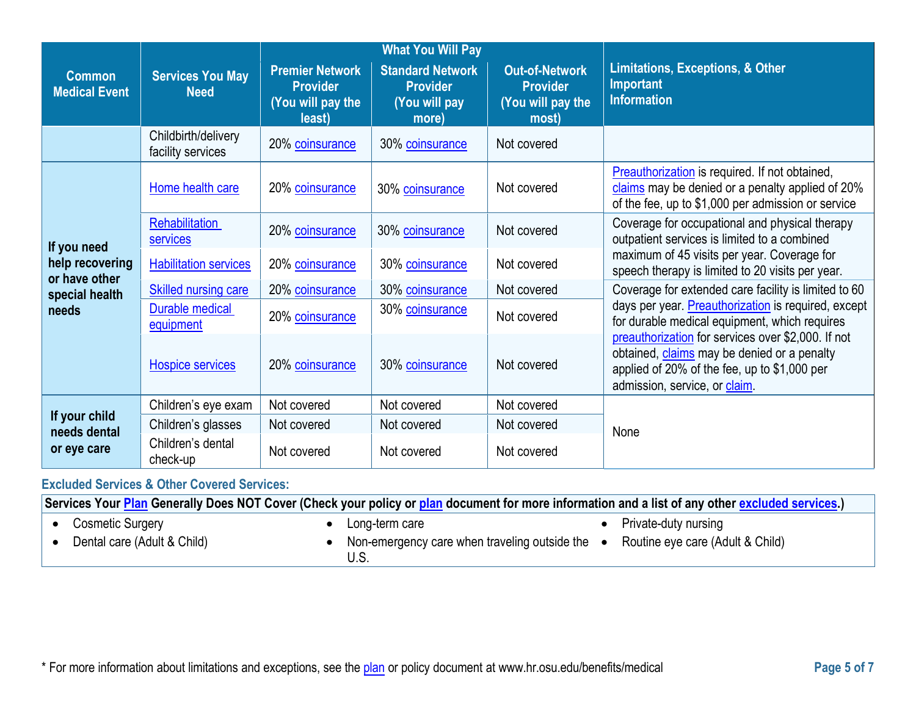| Common Medical Event | Services You May Need | What You Will Pay | | | Limitations, Exceptions, & Other Important Information |
|---|---|---|---|---|---|
| | | Premier Network Provider (You will pay the least) | Standard Network Provider (You will pay more) | Out-of-Network Provider (You will pay the most) | |
| | Childbirth/delivery facility services | 20% coinsurance | 30% coinsurance | Not covered | |
| If you need help recovering or have other special health needs | Home health care | 20% coinsurance | 30% coinsurance | Not covered | Preauthorization is required. If not obtained, claims may be denied or a penalty applied of 20% of the fee, up to $1,000 per admission or service |
| | Rehabilitation services | 20% coinsurance | 30% coinsurance | Not covered | Coverage for occupational and physical therapy outpatient services is limited to a combined maximum of 45 visits per year. Coverage for speech therapy is limited to 20 visits per year. |
| | Habilitation services | 20% coinsurance | 30% coinsurance | Not covered | |
| | Skilled nursing care | 20% coinsurance | 30% coinsurance | Not covered | Coverage for extended care facility is limited to 60 days per year. Preauthorization is required, except for durable medical equipment, which requires preauthorization for services over $2,000. If not obtained, claims may be denied or a penalty applied of 20% of the fee, up to $1,000 per admission, service, or claim. |
| | Durable medical equipment | 20% coinsurance | 30% coinsurance | Not covered | |
| | Hospice services | 20% coinsurance | 30% coinsurance | Not covered | |
| If your child needs dental or eye care | Children's eye exam | Not covered | Not covered | Not covered | None |
| | Children's glasses | Not covered | Not covered | Not covered | |
| | Children's dental check-up | Not covered | Not covered | Not covered | |

### Excluded Services & Other Covered Services:

**Services Your Plan Generally Does NOT Cover (Check your policy or plan document for more information and a list of any other excluded services.)**

- Cosmetic Surgery
- Dental care (Adult & Child)
- Long-term care
- Non-emergency care when traveling outside the U.S.
- Private-duty nursing
- Routine eye care (Adult & Child)

* For more information about limitations and exceptions, see the plan or policy document at www.hr.osu.edu/benefits/medical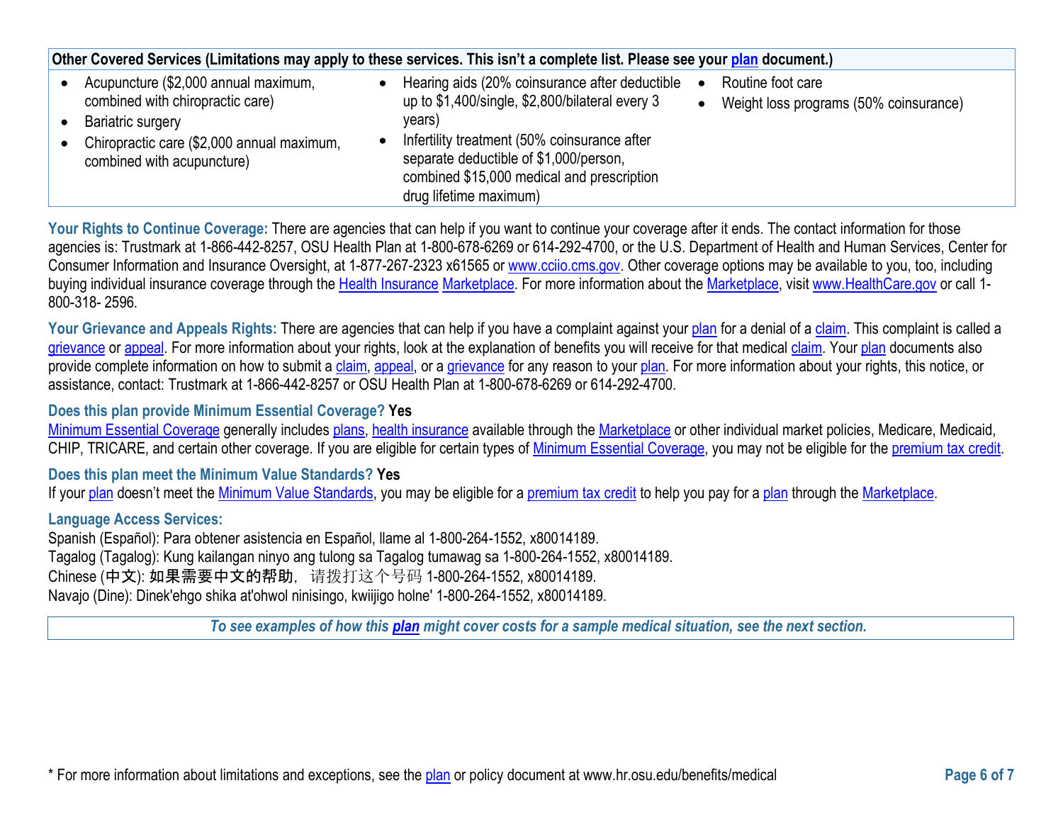| Other Covered Services (Limitations may apply to these services. This isn't a complete list. Please see your plan document.) | | |
|---|---|---|
| • Acupuncture ($2,000 annual maximum, combined with chiropractic care)<br>• Bariatric surgery<br>• Chiropractic care ($2,000 annual maximum, combined with acupuncture) | • Hearing aids (20% coinsurance after deductible up to $1,400/single, $2,800/bilateral every 3 years)<br>• Infertility treatment (50% coinsurance after separate deductible of $1,000/person, combined $15,000 medical and prescription drug lifetime maximum) | • Routine foot care<br>• Weight loss programs (50% coinsurance) |

**Your Rights to Continue Coverage:** There are agencies that can help if you want to continue your coverage after it ends. The contact information for those agencies is: Trustmark at 1-866-442-8257, OSU Health Plan at 1-800-678-6269 or 614-292-4700, or the U.S. Department of Health and Human Services, Center for Consumer Information and Insurance Oversight, at 1-877-267-2323 x61565 or www.cciio.cms.gov. Other coverage options may be available to you, too, including buying individual insurance coverage through the Health Insurance Marketplace. For more information about the Marketplace, visit www.HealthCare.gov or call 1-800-318- 2596.

**Your Grievance and Appeals Rights:** There are agencies that can help if you have a complaint against your plan for a denial of a claim. This complaint is called a grievance or appeal. For more information about your rights, look at the explanation of benefits you will receive for that medical claim. Your plan documents also provide complete information on how to submit a claim, appeal, or a grievance for any reason to your plan. For more information about your rights, this notice, or assistance, contact: Trustmark at 1-866-442-8257 or OSU Health Plan at 1-800-678-6269 or 614-292-4700.

**Does this plan provide Minimum Essential Coverage? Yes**

Minimum Essential Coverage generally includes plans, health insurance available through the Marketplace or other individual market policies, Medicare, Medicaid, CHIP, TRICARE, and certain other coverage. If you are eligible for certain types of Minimum Essential Coverage, you may not be eligible for the premium tax credit.

**Does this plan meet the Minimum Value Standards? Yes**

If your plan doesn't meet the Minimum Value Standards, you may be eligible for a premium tax credit to help you pay for a plan through the Marketplace.

**Language Access Services:**

Spanish (Español): Para obtener asistencia en Español, llame al 1-800-264-1552, x80014189.
Tagalog (Tagalog): Kung kailangan ninyo ang tulong sa Tagalog tumawag sa 1-800-264-1552, x80014189.
Chinese (中文): 如果需要中文的帮助，请拨打这个号码 1-800-264-1552, x80014189.
Navajo (Dine): Dinek'ehgo shika at'ohwol ninisingo, kwiijigo holne' 1-800-264-1552, x80014189.

*To see examples of how this **plan** might cover costs for a sample medical situation, see the next section.*

\* For more information about limitations and exceptions, see the plan or policy document at www.hr.osu.edu/benefits/medical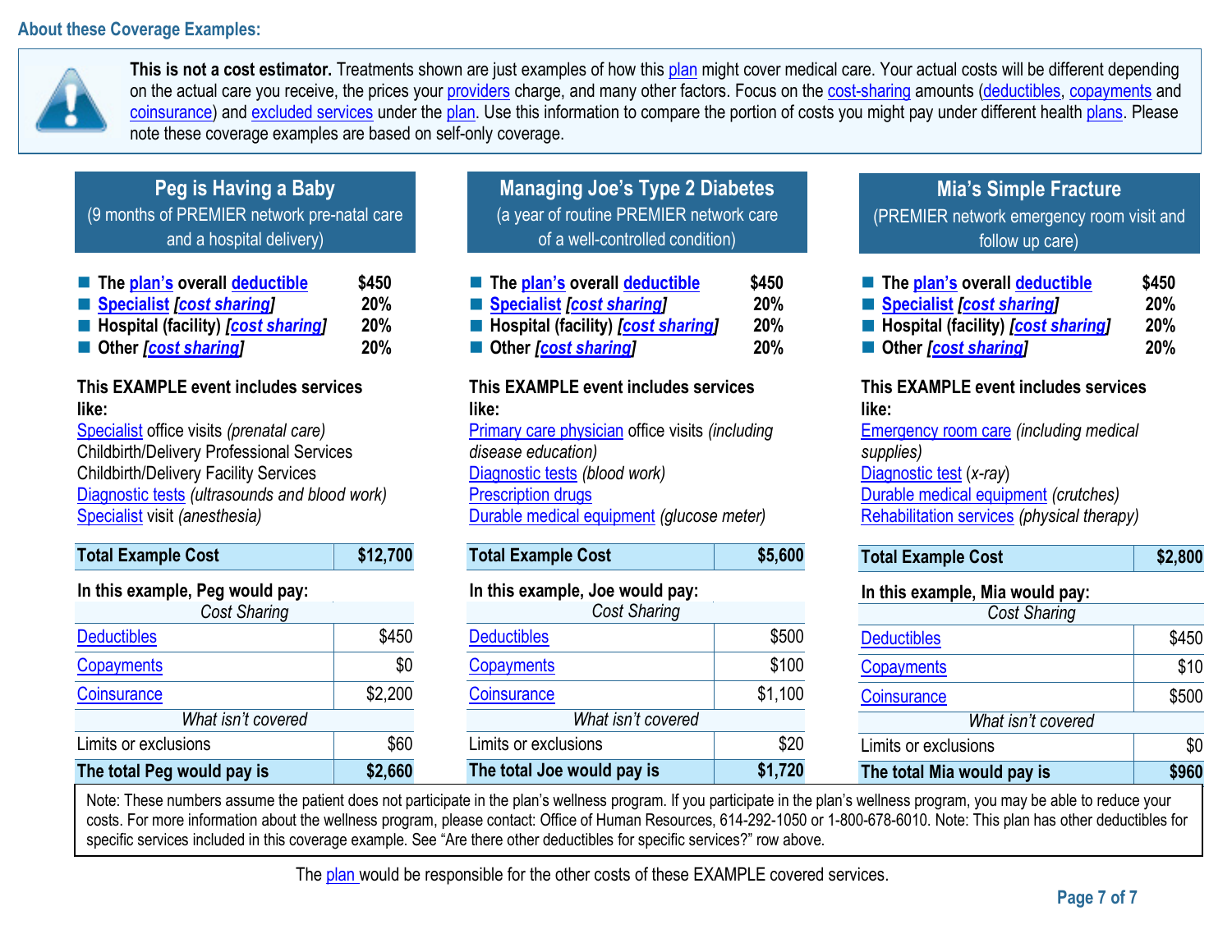## About these Coverage Examples:

**This is not a cost estimator.** Treatments shown are just examples of how this plan might cover medical care. Your actual costs will be different depending on the actual care you receive, the prices your providers charge, and many other factors. Focus on the cost-sharing amounts (deductibles, copayments and coinsurance) and excluded services under the plan. Use this information to compare the portion of costs you might pay under different health plans. Please note these coverage examples are based on self-only coverage.

### Peg is Having a Baby

(9 months of PREMIER network pre-natal care and a hospital delivery)

- **The plan's overall deductible** **$450**
- **Specialist [cost sharing]** **20%**
- **Hospital (facility) [cost sharing]** **20%**
- **Other [cost sharing]** **20%**

**This EXAMPLE event includes services like:**
Specialist office visits *(prenatal care)*
Childbirth/Delivery Professional Services
Childbirth/Delivery Facility Services
Diagnostic tests *(ultrasounds and blood work)*
Specialist visit *(anesthesia)*

| **Total Example Cost** | **$12,700** |
|---|---|

**In this example, Peg would pay:**

| *Cost Sharing* | |
|---|---|
| Deductibles | $450 |
| Copayments | $0 |
| Coinsurance | $2,200 |
| *What isn't covered* | |
| Limits or exclusions | $60 |
| **The total Peg would pay is** | **$2,660** |

### Managing Joe's Type 2 Diabetes

(a year of routine PREMIER network care of a well-controlled condition)

- **The plan's overall deductible** **$450**
- **Specialist [cost sharing]** **20%**
- **Hospital (facility) [cost sharing]** **20%**
- **Other [cost sharing]** **20%**

**This EXAMPLE event includes services like:**
Primary care physician office visits *(including disease education)*
Diagnostic tests *(blood work)*
Prescription drugs
Durable medical equipment *(glucose meter)*

| **Total Example Cost** | **$5,600** |
|---|---|

**In this example, Joe would pay:**

| *Cost Sharing* | |
|---|---|
| Deductibles | $500 |
| Copayments | $100 |
| Coinsurance | $1,100 |
| *What isn't covered* | |
| Limits or exclusions | $20 |
| **The total Joe would pay is** | **$1,720** |

### Mia's Simple Fracture

(PREMIER network emergency room visit and follow up care)

- **The plan's overall deductible** **$450**
- **Specialist [cost sharing]** **20%**
- **Hospital (facility) [cost sharing]** **20%**
- **Other [cost sharing]** **20%**

**This EXAMPLE event includes services like:**
Emergency room care *(including medical supplies)*
Diagnostic test *(x-ray)*
Durable medical equipment *(crutches)*
Rehabilitation services *(physical therapy)*

| **Total Example Cost** | **$2,800** |
|---|---|

**In this example, Mia would pay:**

| *Cost Sharing* | |
|---|---|
| Deductibles | $450 |
| Copayments | $10 |
| Coinsurance | $500 |
| *What isn't covered* | |
| Limits or exclusions | $0 |
| **The total Mia would pay is** | **$960** |

Note: These numbers assume the patient does not participate in the plan's wellness program. If you participate in the plan's wellness program, you may be able to reduce your costs. For more information about the wellness program, please contact: Office of Human Resources, 614-292-1050 or 1-800-678-6010. Note: This plan has other deductibles for specific services included in this coverage example. See "Are there other deductibles for specific services?" row above.

The plan would be responsible for the other costs of these EXAMPLE covered services.